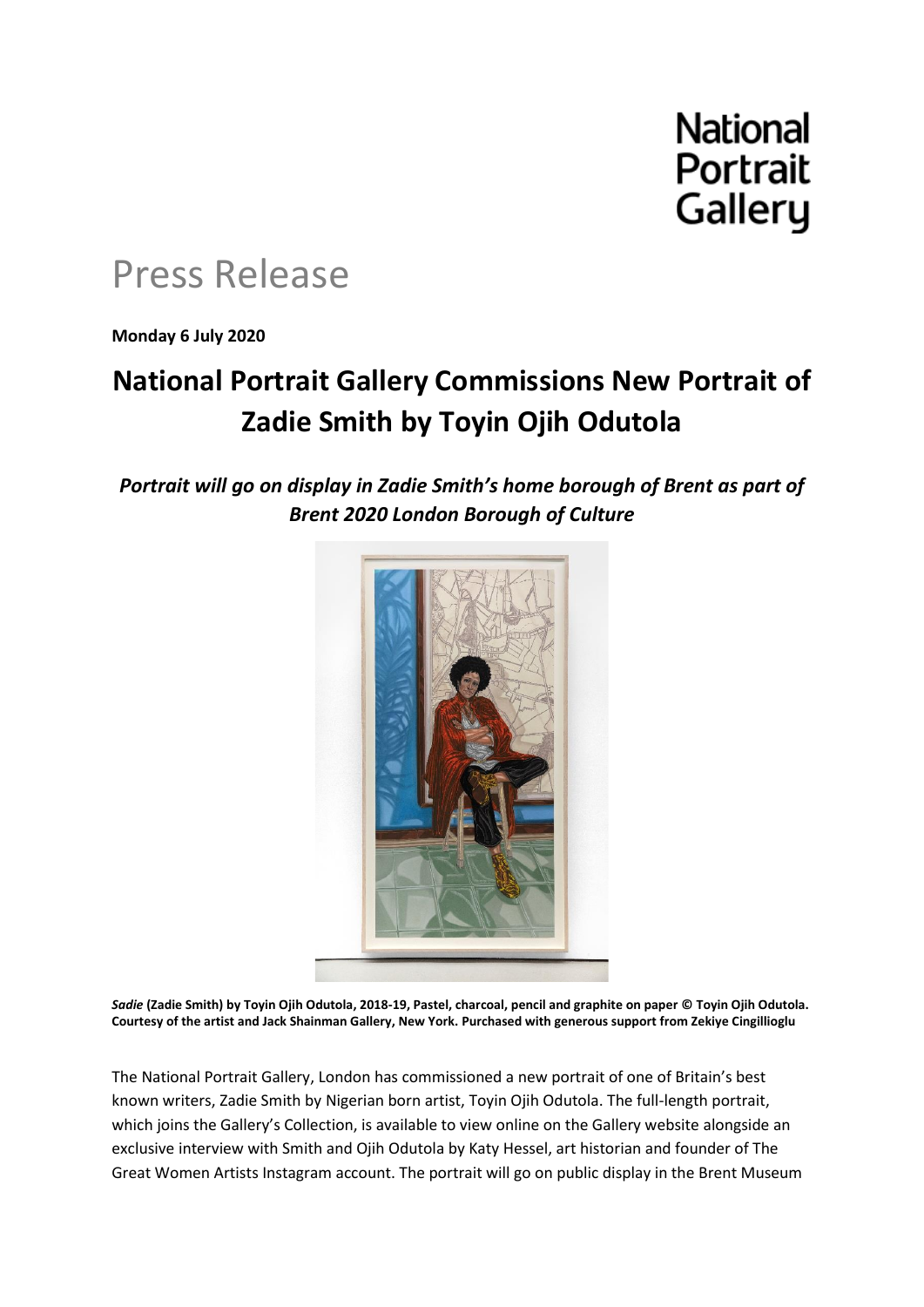National Portrait Gallery

# Press Release

**Monday 6 July 2020**

## National Portrait Gallery Commissions New Portrait of Zadie Smith by Toyin Ojih Odutola

***Portrait will go on display in Zadie Smith's home borough of Brent as part of Brent 2020 London Borough of Culture***

***Sadie*** **(Zadie Smith) by Toyin Ojih Odutola, 2018-19, Pastel, charcoal, pencil and graphite on paper © Toyin Ojih Odutola. Courtesy of the artist and Jack Shainman Gallery, New York. Purchased with generous support from Zekiye Cingillioglu**

The National Portrait Gallery, London has commissioned a new portrait of one of Britain's best known writers, Zadie Smith by Nigerian born artist, Toyin Ojih Odutola. The full-length portrait, which joins the Gallery's Collection, is available to view online on the Gallery website alongside an exclusive interview with Smith and Ojih Odutola by Katy Hessel, art historian and founder of The Great Women Artists Instagram account. The portrait will go on public display in the Brent Museum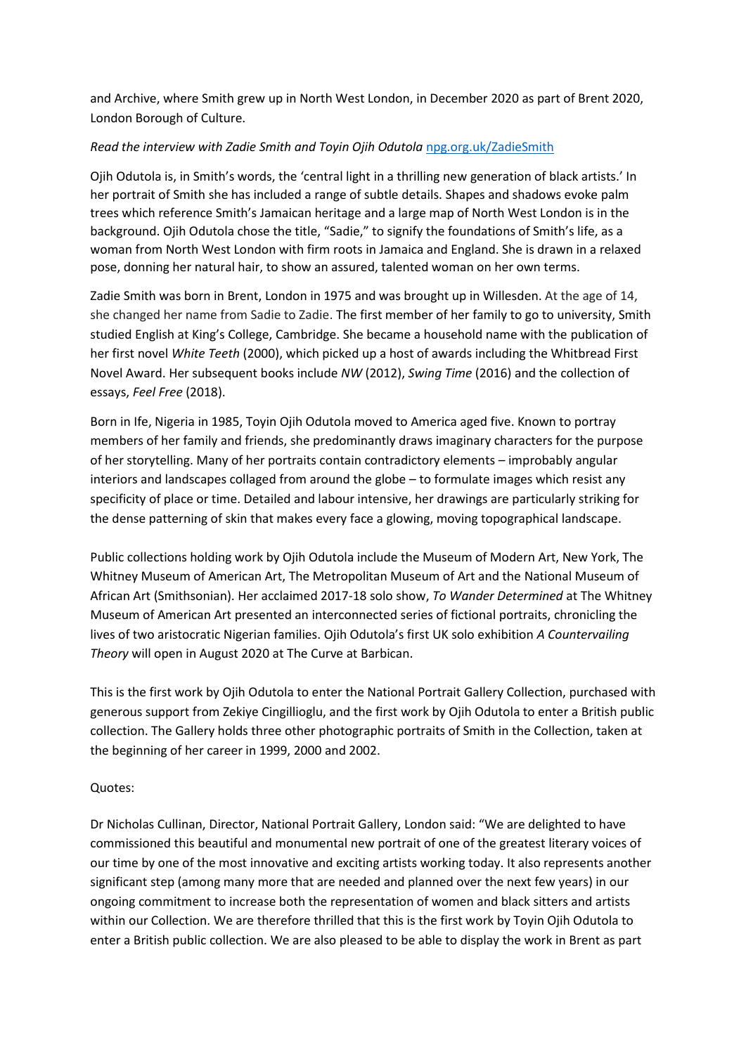and Archive, where Smith grew up in North West London, in December 2020 as part of Brent 2020, London Borough of Culture.

*Read the interview with Zadie Smith and Toyin Ojih Odutola* [npg.org.uk/ZadieSmith](npg.org.uk/ZadieSmith)

Ojih Odutola is, in Smith's words, the 'central light in a thrilling new generation of black artists.' In her portrait of Smith she has included a range of subtle details. Shapes and shadows evoke palm trees which reference Smith's Jamaican heritage and a large map of North West London is in the background. Ojih Odutola chose the title, "Sadie," to signify the foundations of Smith's life, as a woman from North West London with firm roots in Jamaica and England. She is drawn in a relaxed pose, donning her natural hair, to show an assured, talented woman on her own terms.

Zadie Smith was born in Brent, London in 1975 and was brought up in Willesden. At the age of 14, she changed her name from Sadie to Zadie. The first member of her family to go to university, Smith studied English at King's College, Cambridge. She became a household name with the publication of her first novel *White Teeth* (2000), which picked up a host of awards including the Whitbread First Novel Award. Her subsequent books include *NW* (2012), *Swing Time* (2016) and the collection of essays, *Feel Free* (2018).

Born in Ife, Nigeria in 1985, Toyin Ojih Odutola moved to America aged five. Known to portray members of her family and friends, she predominantly draws imaginary characters for the purpose of her storytelling. Many of her portraits contain contradictory elements – improbably angular interiors and landscapes collaged from around the globe – to formulate images which resist any specificity of place or time. Detailed and labour intensive, her drawings are particularly striking for the dense patterning of skin that makes every face a glowing, moving topographical landscape.

Public collections holding work by Ojih Odutola include the Museum of Modern Art, New York, The Whitney Museum of American Art, The Metropolitan Museum of Art and the National Museum of African Art (Smithsonian). Her acclaimed 2017-18 solo show, *To Wander Determined* at The Whitney Museum of American Art presented an interconnected series of fictional portraits, chronicling the lives of two aristocratic Nigerian families. Ojih Odutola's first UK solo exhibition *A Countervailing Theory* will open in August 2020 at The Curve at Barbican.

This is the first work by Ojih Odutola to enter the National Portrait Gallery Collection, purchased with generous support from Zekiye Cingillioglu, and the first work by Ojih Odutola to enter a British public collection. The Gallery holds three other photographic portraits of Smith in the Collection, taken at the beginning of her career in 1999, 2000 and 2002.

Quotes:

Dr Nicholas Cullinan, Director, National Portrait Gallery, London said: "We are delighted to have commissioned this beautiful and monumental new portrait of one of the greatest literary voices of our time by one of the most innovative and exciting artists working today. It also represents another significant step (among many more that are needed and planned over the next few years) in our ongoing commitment to increase both the representation of women and black sitters and artists within our Collection. We are therefore thrilled that this is the first work by Toyin Ojih Odutola to enter a British public collection. We are also pleased to be able to display the work in Brent as part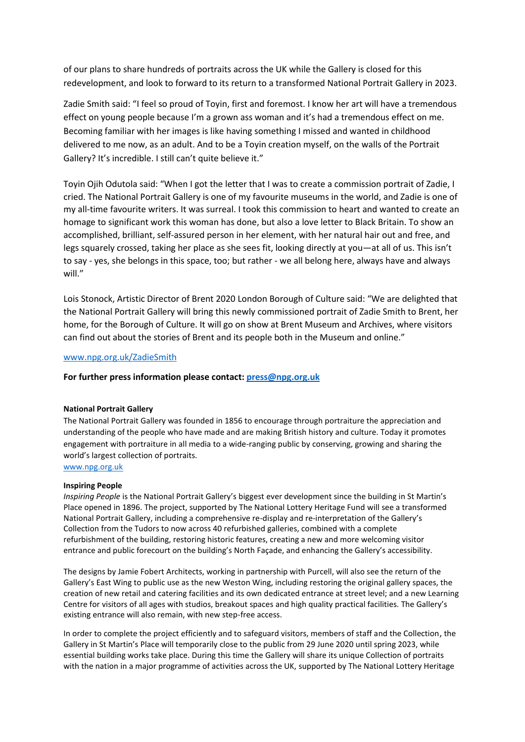of our plans to share hundreds of portraits across the UK while the Gallery is closed for this redevelopment, and look to forward to its return to a transformed National Portrait Gallery in 2023.

Zadie Smith said: "I feel so proud of Toyin, first and foremost. I know her art will have a tremendous effect on young people because I'm a grown ass woman and it's had a tremendous effect on me. Becoming familiar with her images is like having something I missed and wanted in childhood delivered to me now, as an adult. And to be a Toyin creation myself, on the walls of the Portrait Gallery? It's incredible. I still can't quite believe it."

Toyin Ojih Odutola said: "When I got the letter that I was to create a commission portrait of Zadie, I cried. The National Portrait Gallery is one of my favourite museums in the world, and Zadie is one of my all-time favourite writers. It was surreal. I took this commission to heart and wanted to create an homage to significant work this woman has done, but also a love letter to Black Britain. To show an accomplished, brilliant, self-assured person in her element, with her natural hair out and free, and legs squarely crossed, taking her place as she sees fit, looking directly at you—at all of us. This isn't to say - yes, she belongs in this space, too; but rather - we all belong here, always have and always will."

Lois Stonock, Artistic Director of Brent 2020 London Borough of Culture said: "We are delighted that the National Portrait Gallery will bring this newly commissioned portrait of Zadie Smith to Brent, her home, for the Borough of Culture. It will go on show at Brent Museum and Archives, where visitors can find out about the stories of Brent and its people both in the Museum and online."

[www.npg.org.uk/ZadieSmith](http://www.npg.org.uk/ZadieSmith)

**For further press information please contact: [press@npg.org.uk](mailto:press@npg.org.uk)**

**National Portrait Gallery**
The National Portrait Gallery was founded in 1856 to encourage through portraiture the appreciation and understanding of the people who have made and are making British history and culture. Today it promotes engagement with portraiture in all media to a wide-ranging public by conserving, growing and sharing the world's largest collection of portraits.
[www.npg.org.uk](http://www.npg.org.uk)

**Inspiring People**
*Inspiring People* is the National Portrait Gallery's biggest ever development since the building in St Martin's Place opened in 1896. The project, supported by The National Lottery Heritage Fund will see a transformed National Portrait Gallery, including a comprehensive re-display and re-interpretation of the Gallery's Collection from the Tudors to now across 40 refurbished galleries, combined with a complete refurbishment of the building, restoring historic features, creating a new and more welcoming visitor entrance and public forecourt on the building's North Façade, and enhancing the Gallery's accessibility.

The designs by Jamie Fobert Architects, working in partnership with Purcell, will also see the return of the Gallery's East Wing to public use as the new Weston Wing, including restoring the original gallery spaces, the creation of new retail and catering facilities and its own dedicated entrance at street level; and a new Learning Centre for visitors of all ages with studios, breakout spaces and high quality practical facilities. The Gallery's existing entrance will also remain, with new step-free access.

In order to complete the project efficiently and to safeguard visitors, members of staff and the Collection, the Gallery in St Martin's Place will temporarily close to the public from 29 June 2020 until spring 2023, while essential building works take place. During this time the Gallery will share its unique Collection of portraits with the nation in a major programme of activities across the UK, supported by The National Lottery Heritage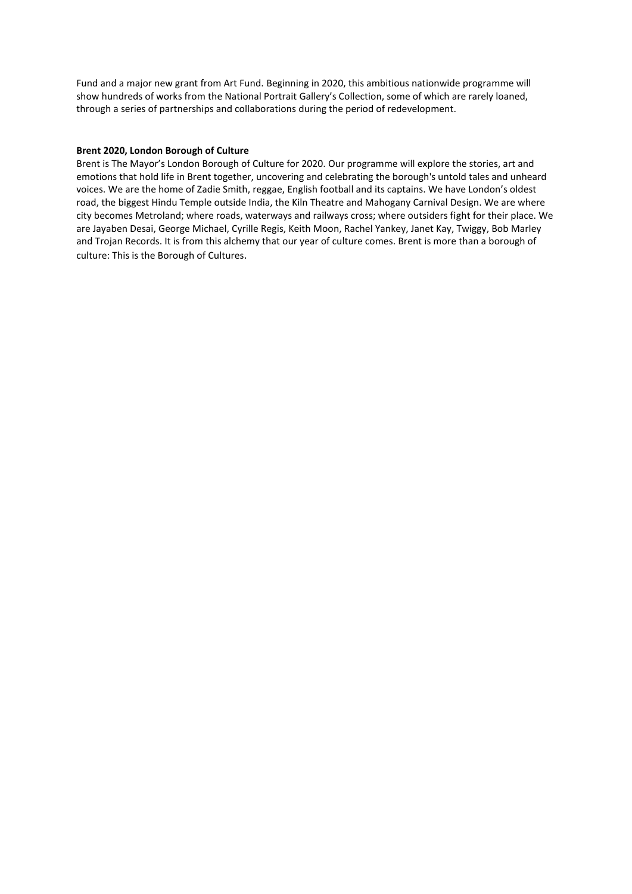Fund and a major new grant from Art Fund. Beginning in 2020, this ambitious nationwide programme will show hundreds of works from the National Portrait Gallery's Collection, some of which are rarely loaned, through a series of partnerships and collaborations during the period of redevelopment.

**Brent 2020, London Borough of Culture**

Brent is The Mayor's London Borough of Culture for 2020. Our programme will explore the stories, art and emotions that hold life in Brent together, uncovering and celebrating the borough's untold tales and unheard voices. We are the home of Zadie Smith, reggae, English football and its captains. We have London's oldest road, the biggest Hindu Temple outside India, the Kiln Theatre and Mahogany Carnival Design. We are where city becomes Metroland; where roads, waterways and railways cross; where outsiders fight for their place. We are Jayaben Desai, George Michael, Cyrille Regis, Keith Moon, Rachel Yankey, Janet Kay, Twiggy, Bob Marley and Trojan Records. It is from this alchemy that our year of culture comes. Brent is more than a borough of culture: This is the Borough of Cultures.